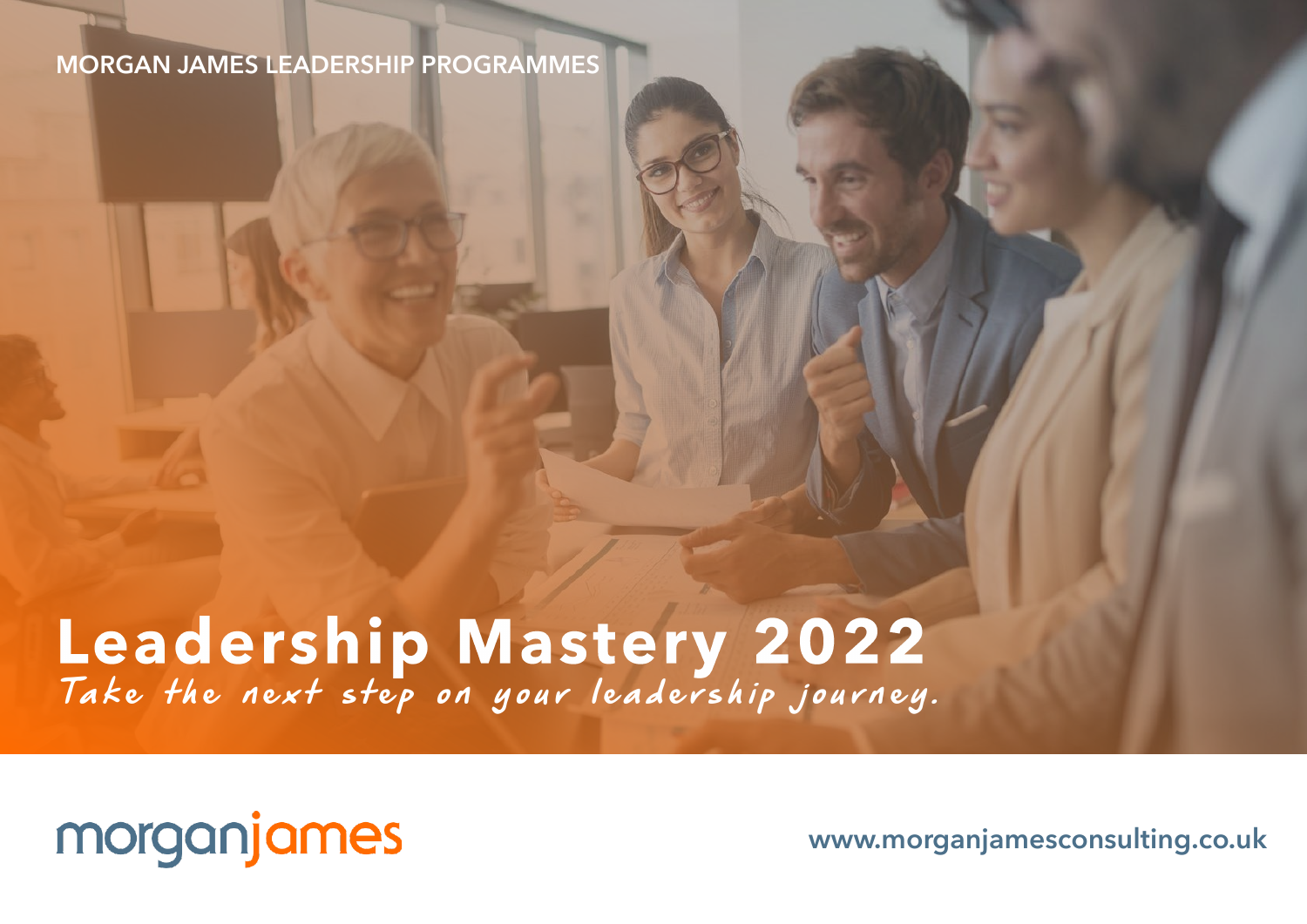MORGAN JAMES LEADERSHIP PROGRAMMES

# Leadership Mastery 2022

*Take the next step on your leadership journey.*

morganjames

www.morganjamesconsulting.co.uk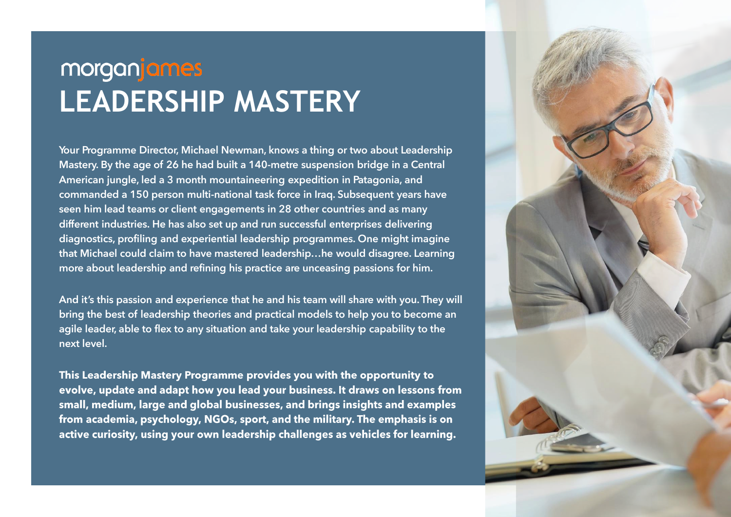morganjames

# LEADERSHIP MASTERY

Your Programme Director, Michael Newman, knows a thing or two about Leadership Mastery. By the age of 26 he had built a 140-metre suspension bridge in a Central American jungle, led a 3 month mountaineering expedition in Patagonia, and commanded a 150 person multi-national task force in Iraq. Subsequent years have seen him lead teams or client engagements in 28 other countries and as many different industries. He has also set up and run successful enterprises delivering diagnostics, profiling and experiential leadership programmes. One might imagine that Michael could claim to have mastered leadership…he would disagree. Learning more about leadership and refining his practice are unceasing passions for him.

And it's this passion and experience that he and his team will share with you. They will bring the best of leadership theories and practical models to help you to become an agile leader, able to flex to any situation and take your leadership capability to the next level.

**This Leadership Mastery Programme provides you with the opportunity to evolve, update and adapt how you lead your business. It draws on lessons from small, medium, large and global businesses, and brings insights and examples from academia, psychology, NGOs, sport, and the military. The emphasis is on active curiosity, using your own leadership challenges as vehicles for learning.**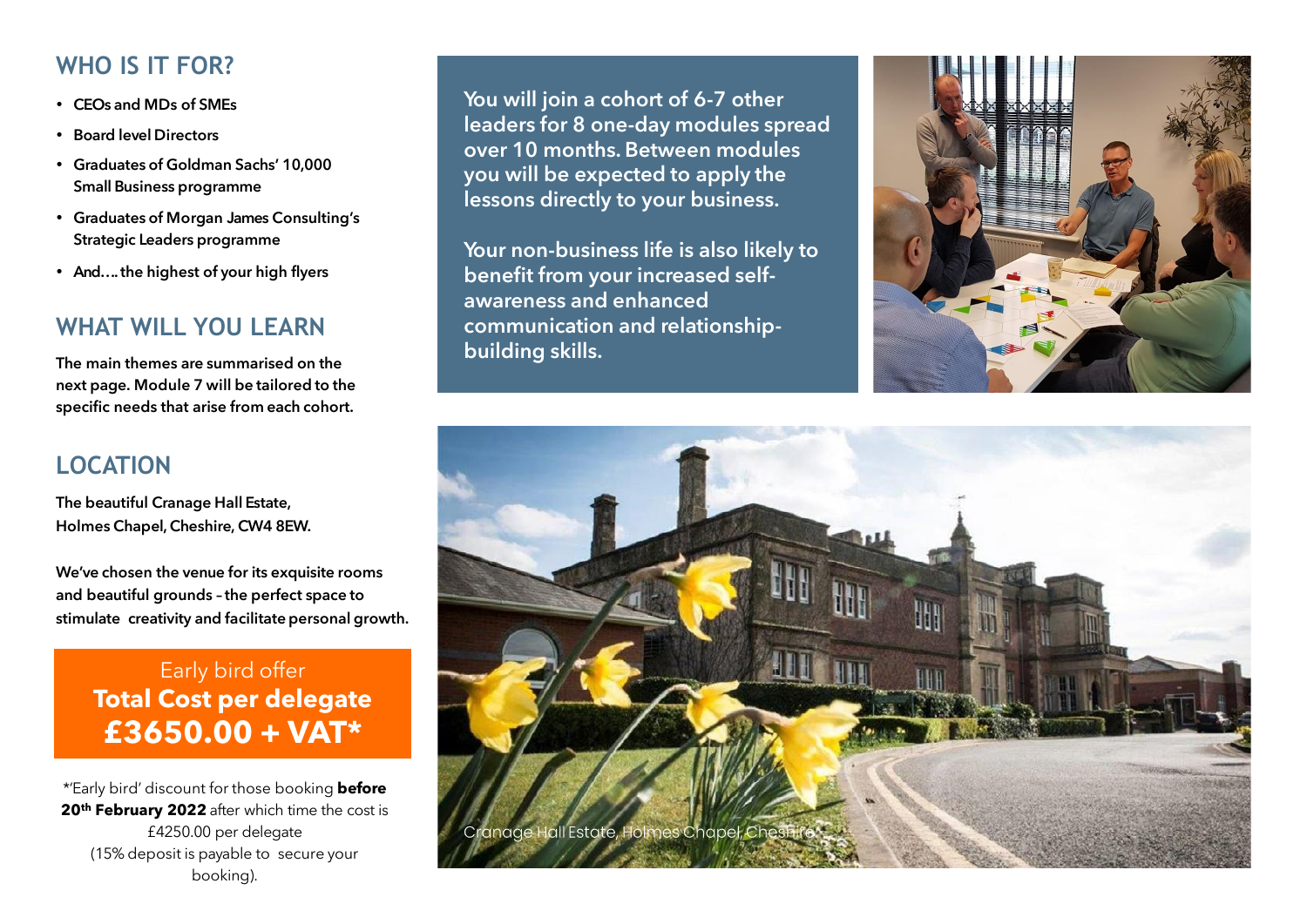## WHO IS IT FOR?

- CEOs and MDs of SMEs
- Board level Directors
- Graduates of Goldman Sachs' 10,000 Small Business programme
- Graduates of Morgan James Consulting's Strategic Leaders programme
- And…. the highest of your high flyers

## WHAT WILL YOU LEARN

The main themes are summarised on the next page. Module 7 will be tailored to the specific needs that arise from each cohort.

## LOCATION

The beautiful Cranage Hall Estate, Holmes Chapel, Cheshire, CW4 8EW.

We've chosen the venue for its exquisite rooms and beautiful grounds – the perfect space to stimulate creativity and facilitate personal growth.

Early bird offer
**Total Cost per delegate**
**£3650.00 + VAT***

*'Early bird' discount for those booking **before 20th February 2022** after which time the cost is £4250.00 per delegate (15% deposit is payable to secure your booking).

**You will join a cohort of 6-7 other leaders for 8 one-day modules spread over 10 months. Between modules you will be expected to apply the lessons directly to your business.**

**Your non-business life is also likely to benefit from your increased self-awareness and enhanced communication and relationship-building skills.**

Cranage Hall Estate, Holmes Chapel, Cheshire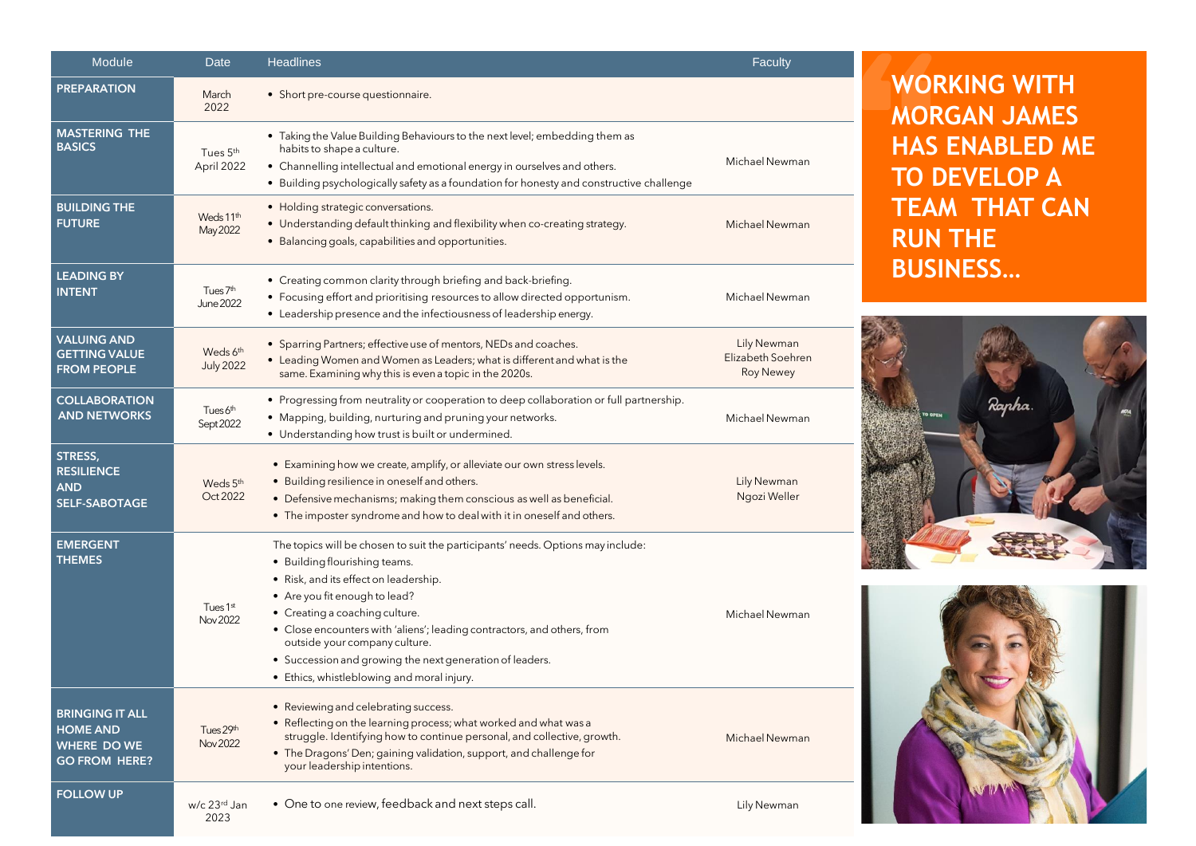| Module | Date | Headlines | Faculty |
|---|---|---|---|
| PREPARATION | March 2022 | • Short pre-course questionnaire. | |
| MASTERING THE BASICS | Tues 5th April 2022 | • Taking the Value Building Behaviours to the next level; embedding them as habits to shape a culture.<br>• Channelling intellectual and emotional energy in ourselves and others.<br>• Building psychologically safety as a foundation for honesty and constructive challenge | Michael Newman |
| BUILDING THE FUTURE | Weds 11th May 2022 | • Holding strategic conversations.<br>• Understanding default thinking and flexibility when co-creating strategy.<br>• Balancing goals, capabilities and opportunities. | Michael Newman |
| LEADING BY INTENT | Tues 7th June 2022 | • Creating common clarity through briefing and back-briefing.<br>• Focusing effort and prioritising resources to allow directed opportunism.<br>• Leadership presence and the infectiousness of leadership energy. | Michael Newman |
| VALUING AND GETTING VALUE FROM PEOPLE | Weds 6th July 2022 | • Sparring Partners; effective use of mentors, NEDs and coaches.<br>• Leading Women and Women as Leaders; what is different and what is the same. Examining why this is even a topic in the 2020s. | Lily Newman<br>Elizabeth Soehren<br>Roy Newey |
| COLLABORATION AND NETWORKS | Tues 6th Sept 2022 | • Progressing from neutrality or cooperation to deep collaboration or full partnership.<br>• Mapping, building, nurturing and pruning your networks.<br>• Understanding how trust is built or undermined. | Michael Newman |
| STRESS, RESILIENCE AND SELF-SABOTAGE | Weds 5th Oct 2022 | • Examining how we create, amplify, or alleviate our own stress levels.<br>• Building resilience in oneself and others.<br>• Defensive mechanisms; making them conscious as well as beneficial.<br>• The imposter syndrome and how to deal with it in oneself and others. | Lily Newman<br>Ngozi Weller |
| EMERGENT THEMES | Tues 1st Nov 2022 | The topics will be chosen to suit the participants' needs. Options may include:<br>• Building flourishing teams.<br>• Risk, and its effect on leadership.<br>• Are you fit enough to lead?<br>• Creating a coaching culture.<br>• Close encounters with 'aliens'; leading contractors, and others, from outside your company culture.<br>• Succession and growing the next generation of leaders.<br>• Ethics, whistleblowing and moral injury. | Michael Newman |
| BRINGING IT ALL HOME AND WHERE DO WE GO FROM HERE? | Tues 29th Nov 2022 | • Reviewing and celebrating success.<br>• Reflecting on the learning process; what worked and what was a struggle. Identifying how to continue personal, and collective, growth.<br>• The Dragons' Den; gaining validation, support, and challenge for your leadership intentions. | Michael Newman |
| FOLLOW UP | w/c 23rd Jan 2023 | • One to one review, feedback and next steps call. | Lily Newman |

**WORKING WITH MORGAN JAMES HAS ENABLED ME TO DEVELOP A TEAM THAT CAN RUN THE BUSINESS…**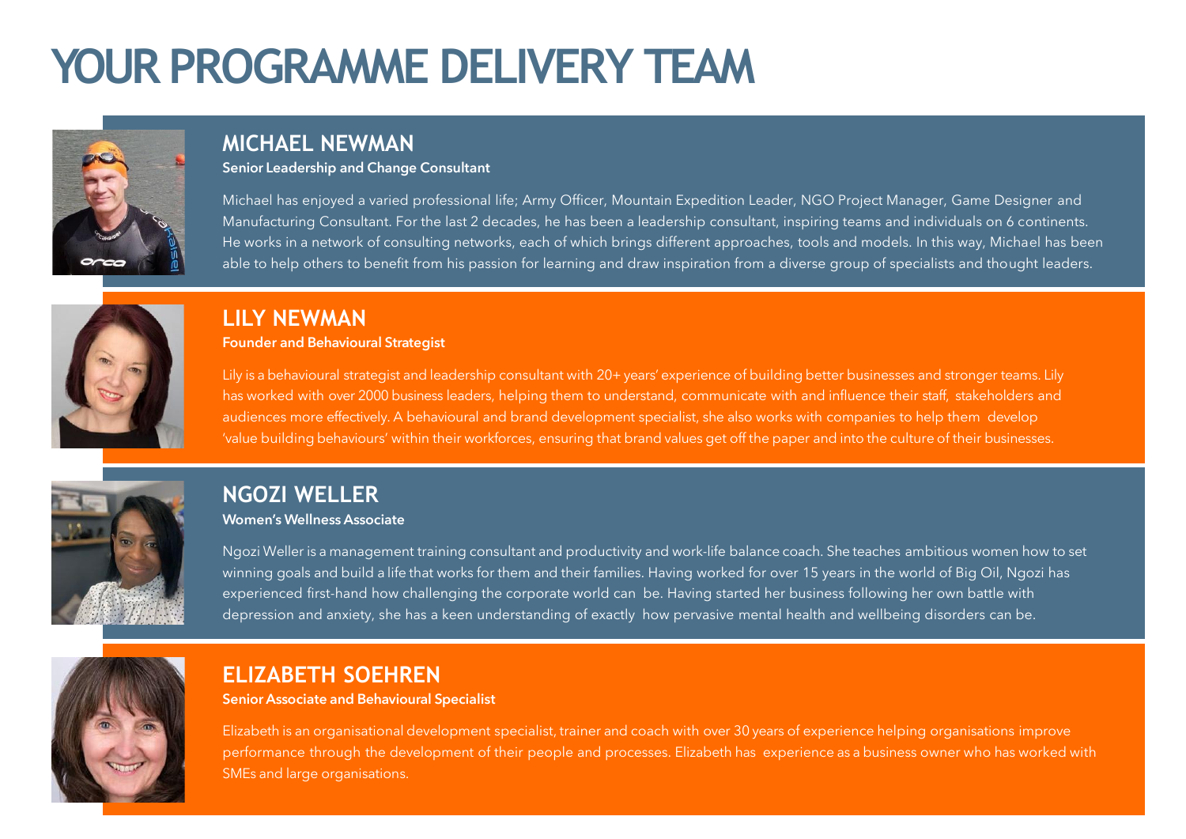# YOUR PROGRAMME DELIVERY TEAM

## MICHAEL NEWMAN

**Senior Leadership and Change Consultant**

Michael has enjoyed a varied professional life; Army Officer, Mountain Expedition Leader, NGO Project Manager, Game Designer and Manufacturing Consultant. For the last 2 decades, he has been a leadership consultant, inspiring teams and individuals on 6 continents. He works in a network of consulting networks, each of which brings different approaches, tools and models. In this way, Michael has been able to help others to benefit from his passion for learning and draw inspiration from a diverse group of specialists and thought leaders.

## LILY NEWMAN

**Founder and Behavioural Strategist**

Lily is a behavioural strategist and leadership consultant with 20+ years' experience of building better businesses and stronger teams. Lily has worked with over 2000 business leaders, helping them to understand, communicate with and influence their staff, stakeholders and audiences more effectively. A behavioural and brand development specialist, she also works with companies to help them develop 'value building behaviours' within their workforces, ensuring that brand values get off the paper and into the culture of their businesses.

## NGOZI WELLER

**Women's Wellness Associate**

Ngozi Weller is a management training consultant and productivity and work-life balance coach. She teaches ambitious women how to set winning goals and build a life that works for them and their families. Having worked for over 15 years in the world of Big Oil, Ngozi has experienced first-hand how challenging the corporate world can be. Having started her business following her own battle with depression and anxiety, she has a keen understanding of exactly how pervasive mental health and wellbeing disorders can be.

## ELIZABETH SOEHREN

**Senior Associate and Behavioural Specialist**

Elizabeth is an organisational development specialist, trainer and coach with over 30 years of experience helping organisations improve performance through the development of their people and processes. Elizabeth has experience as a business owner who has worked with SMEs and large organisations.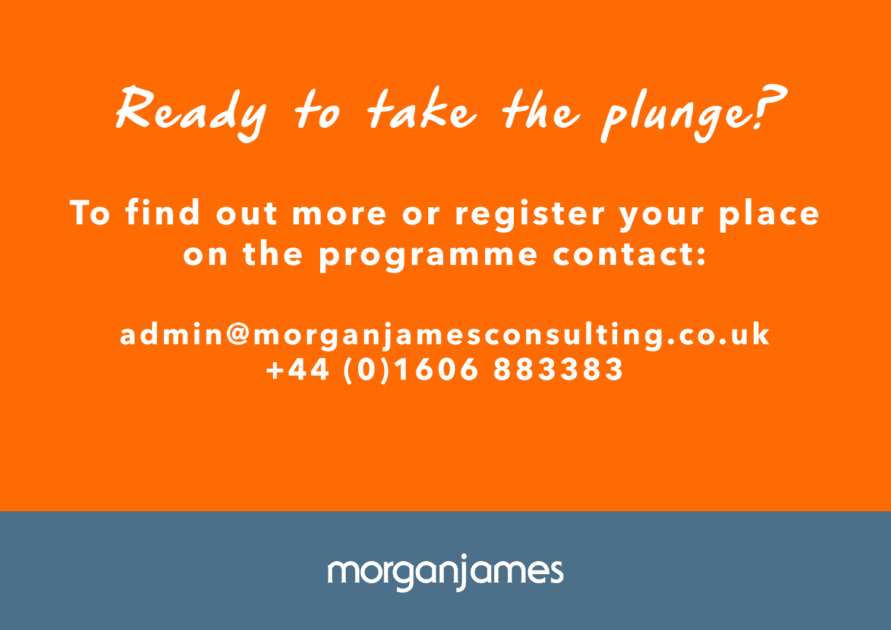# Ready to take the plunge?

**To find out more or register your place on the programme contact:**

**admin@morganjamesconsulting.co.uk**
**+44 (0)1606 883383**

morganjames